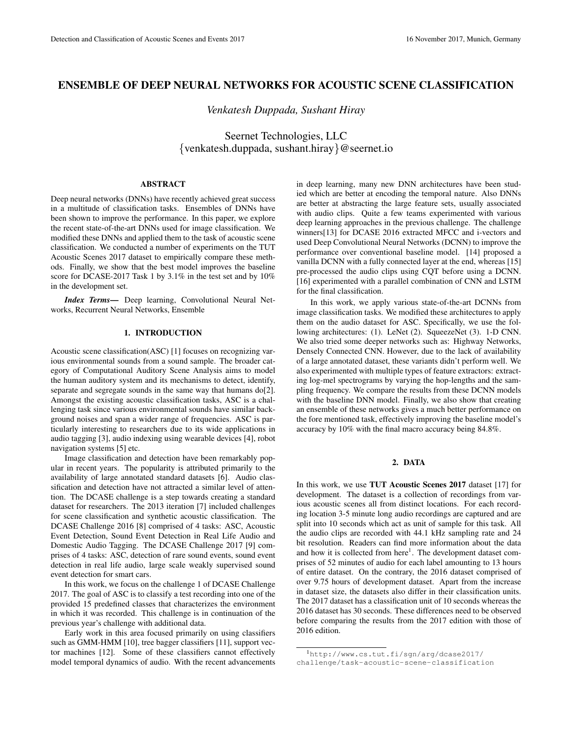# ENSEMBLE OF DEEP NEURAL NETWORKS FOR ACOUSTIC SCENE CLASSIFICATION

*Venkatesh Duppada, Sushant Hiray*

Seernet Technologies, LLC
{venkatesh.duppada, sushant.hiray}@seernet.io

## ABSTRACT

Deep neural networks (DNNs) have recently achieved great success in a multitude of classification tasks. Ensembles of DNNs have been shown to improve the performance. In this paper, we explore the recent state-of-the-art DNNs used for image classification. We modified these DNNs and applied them to the task of acoustic scene classification. We conducted a number of experiments on the TUT Acoustic Scenes 2017 dataset to empirically compare these methods. Finally, we show that the best model improves the baseline score for DCASE-2017 Task 1 by 3.1% in the test set and by 10% in the development set.

***Index Terms***— Deep learning, Convolutional Neural Networks, Recurrent Neural Networks, Ensemble

## 1. INTRODUCTION

Acoustic scene classification(ASC) [1] focuses on recognizing various environmental sounds from a sound sample. The broader category of Computational Auditory Scene Analysis aims to model the human auditory system and its mechanisms to detect, identify, separate and segregate sounds in the same way that humans do[2]. Amongst the existing acoustic classification tasks, ASC is a challenging task since various environmental sounds have similar background noises and span a wider range of frequencies. ASC is particularly interesting to researchers due to its wide applications in audio tagging [3], audio indexing using wearable devices [4], robot navigation systems [5] etc.

Image classification and detection have been remarkably popular in recent years. The popularity is attributed primarily to the availability of large annotated standard datasets [6]. Audio classification and detection have not attracted a similar level of attention. The DCASE challenge is a step towards creating a standard dataset for researchers. The 2013 iteration [7] included challenges for scene classification and synthetic acoustic classification. The DCASE Challenge 2016 [8] comprised of 4 tasks: ASC, Acoustic Event Detection, Sound Event Detection in Real Life Audio and Domestic Audio Tagging. The DCASE Challenge 2017 [9] comprises of 4 tasks: ASC, detection of rare sound events, sound event detection in real life audio, large scale weakly supervised sound event detection for smart cars.

In this work, we focus on the challenge 1 of DCASE Challenge 2017. The goal of ASC is to classify a test recording into one of the provided 15 predefined classes that characterizes the environment in which it was recorded. This challenge is in continuation of the previous year's challenge with additional data.

Early work in this area focused primarily on using classifiers such as GMM-HMM [10], tree bagger classifiers [11], support vector machines [12]. Some of these classifiers cannot effectively model temporal dynamics of audio. With the recent advancements in deep learning, many new DNN architectures have been studied which are better at encoding the temporal nature. Also DNNs are better at abstracting the large feature sets, usually associated with audio clips. Quite a few teams experimented with various deep learning approaches in the previous challenge. The challenge winners[13] for DCASE 2016 extracted MFCC and i-vectors and used Deep Convolutional Neural Networks (DCNN) to improve the performance over conventional baseline model. [14] proposed a vanilla DCNN with a fully connected layer at the end, whereas [15] pre-processed the audio clips using CQT before using a DCNN. [16] experimented with a parallel combination of CNN and LSTM for the final classification.

In this work, we apply various state-of-the-art DCNNs from image classification tasks. We modified these architectures to apply them on the audio dataset for ASC. Specifically, we use the following architectures: (1). LeNet (2). SqueezeNet (3). 1-D CNN. We also tried some deeper networks such as: Highway Networks, Densely Connected CNN. However, due to the lack of availability of a large annotated dataset, these variants didn't perform well. We also experimented with multiple types of feature extractors: extracting log-mel spectrograms by varying the hop-lengths and the sampling frequency. We compare the results from these DCNN models with the baseline DNN model. Finally, we also show that creating an ensemble of these networks gives a much better performance on the fore mentioned task, effectively improving the baseline model's accuracy by 10% with the final macro accuracy being 84.8%.

## 2. DATA

In this work, we use **TUT Acoustic Scenes 2017** dataset [17] for development. The dataset is a collection of recordings from various acoustic scenes all from distinct locations. For each recording location 3-5 minute long audio recordings are captured and are split into 10 seconds which act as unit of sample for this task. All the audio clips are recorded with 44.1 kHz sampling rate and 24 bit resolution. Readers can find more information about the data and how it is collected from here[1]. The development dataset comprises of 52 minutes of audio for each label amounting to 13 hours of entire dataset. On the contrary, the 2016 dataset comprised of over 9.75 hours of development dataset. Apart from the increase in dataset size, the datasets also differ in their classification units. The 2017 dataset has a classification unit of 10 seconds whereas the 2016 dataset has 30 seconds. These differences need to be observed before comparing the results from the 2017 edition with those of 2016 edition.

[1] http://www.cs.tut.fi/sgn/arg/dcase2017/challenge/task-acoustic-scene-classification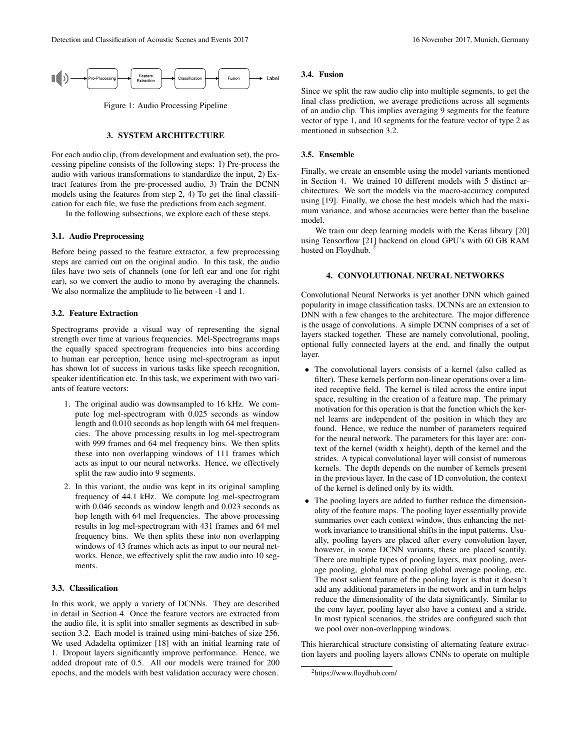Pre-Processing → Feature Extraction → Classification → Fusion → Label

Figure 1: Audio Processing Pipeline

## 3. SYSTEM ARCHITECTURE

For each audio clip, (from development and evaluation set), the processing pipeline consists of the following steps: 1) Pre-process the audio with various transformations to standardize the input, 2) Extract features from the pre-processed audio, 3) Train the DCNN models using the features from step 2, 4) To get the final classification for each file, we fuse the predictions from each segment.

In the following subsections, we explore each of these steps.

### 3.1. Audio Preprocessing

Before being passed to the feature extractor, a few preprocessing steps are carried out on the original audio. In this task, the audio files have two sets of channels (one for left ear and one for right ear), so we convert the audio to mono by averaging the channels. We also normalize the amplitude to lie between -1 and 1.

### 3.2. Feature Extraction

Spectrograms provide a visual way of representing the signal strength over time at various frequencies. Mel-Spectrograms maps the equally spaced spectrogram frequencies into bins according to human ear perception, hence using mel-spectrogram as input has shown lot of success in various tasks like speech recognition, speaker identification etc. In this task, we experiment with two variants of feature vectors:

1. The original audio was downsampled to 16 kHz. We compute log mel-spectrogram with 0.025 seconds as window length and 0.010 seconds as hop length with 64 mel frequencies. The above processing results in log mel-spectrogram with 999 frames and 64 mel frequency bins. We then splits these into non overlapping windows of 111 frames which acts as input to our neural networks. Hence, we effectively split the raw audio into 9 segments.
2. In this variant, the audio was kept in its original sampling frequency of 44.1 kHz. We compute log mel-spectrogram with 0.046 seconds as window length and 0.023 seconds as hop length with 64 mel frequencies. The above processing results in log mel-spectrogram with 431 frames and 64 mel frequency bins. We then splits these into non overlapping windows of 43 frames which acts as input to our neural networks. Hence, we effectively split the raw audio into 10 segments.

### 3.3. Classification

In this work, we apply a variety of DCNNs. They are described in detail in Section 4. Once the feature vectors are extracted from the audio file, it is split into smaller segments as described in subsection 3.2. Each model is trained using mini-batches of size 256. We used Adadelta optimizer [18] with an initial learning rate of 1. Dropout layers significantly improve performance. Hence, we added dropout rate of 0.5. All our models were trained for 200 epochs, and the models with best validation accuracy were chosen.

### 3.4. Fusion

Since we split the raw audio clip into multiple segments, to get the final class prediction, we average predictions across all segments of an audio clip. This implies averaging 9 segments for the feature vector of type 1, and 10 segments for the feature vector of type 2 as mentioned in subsection 3.2.

### 3.5. Ensemble

Finally, we create an ensemble using the model variants mentioned in Section 4. We trained 10 different models with 5 distinct architectures. We sort the models via the macro-accuracy computed using [19]. Finally, we chose the best models which had the maximum variance, and whose accuracies were better than the baseline model.

We train our deep learning models with the Keras library [20] using Tensorflow [21] backend on cloud GPU's with 60 GB RAM hosted on Floydhub. [2]

## 4. CONVOLUTIONAL NEURAL NETWORKS

Convolutional Neural Networks is yet another DNN which gained popularity in image classification tasks. DCNNs are an extension to DNN with a few changes to the architecture. The major difference is the usage of convolutions. A simple DCNN comprises of a set of layers stacked together. These are namely convolutional, pooling, optional fully connected layers at the end, and finally the output layer.

- The convolutional layers consists of a kernel (also called as filter). These kernels perform non-linear operations over a limited receptive field. The kernel is tiled across the entire input space, resulting in the creation of a feature map. The primary motivation for this operation is that the function which the kernel learns are independent of the position in which they are found. Hence, we reduce the number of parameters required for the neural network. The parameters for this layer are: context of the kernel (width x height), depth of the kernel and the strides. A typical convolutional layer will consist of numerous kernels. The depth depends on the number of kernels present in the previous layer. In the case of 1D convolution, the context of the kernel is defined only by its width.
- The pooling layers are added to further reduce the dimensionality of the feature maps. The pooling layer essentially provide summaries over each context window, thus enhancing the network invariance to transitional shifts in the input patterns. Usually, pooling layers are placed after every convolution layer, however, in some DCNN variants, these are placed scantily. There are multiple types of pooling layers, max pooling, average pooling, global max pooling global average pooling, etc. The most salient feature of the pooling layer is that it doesn't add any additional parameters in the network and in turn helps reduce the dimensionality of the data significantly. Similar to the conv layer, pooling layer also have a context and a stride. In most typical scenarios, the strides are configured such that we pool over non-overlapping windows.

This hierarchical structure consisting of alternating feature extraction layers and pooling layers allows CNNs to operate on multiple

[2] https://www.floydhub.com/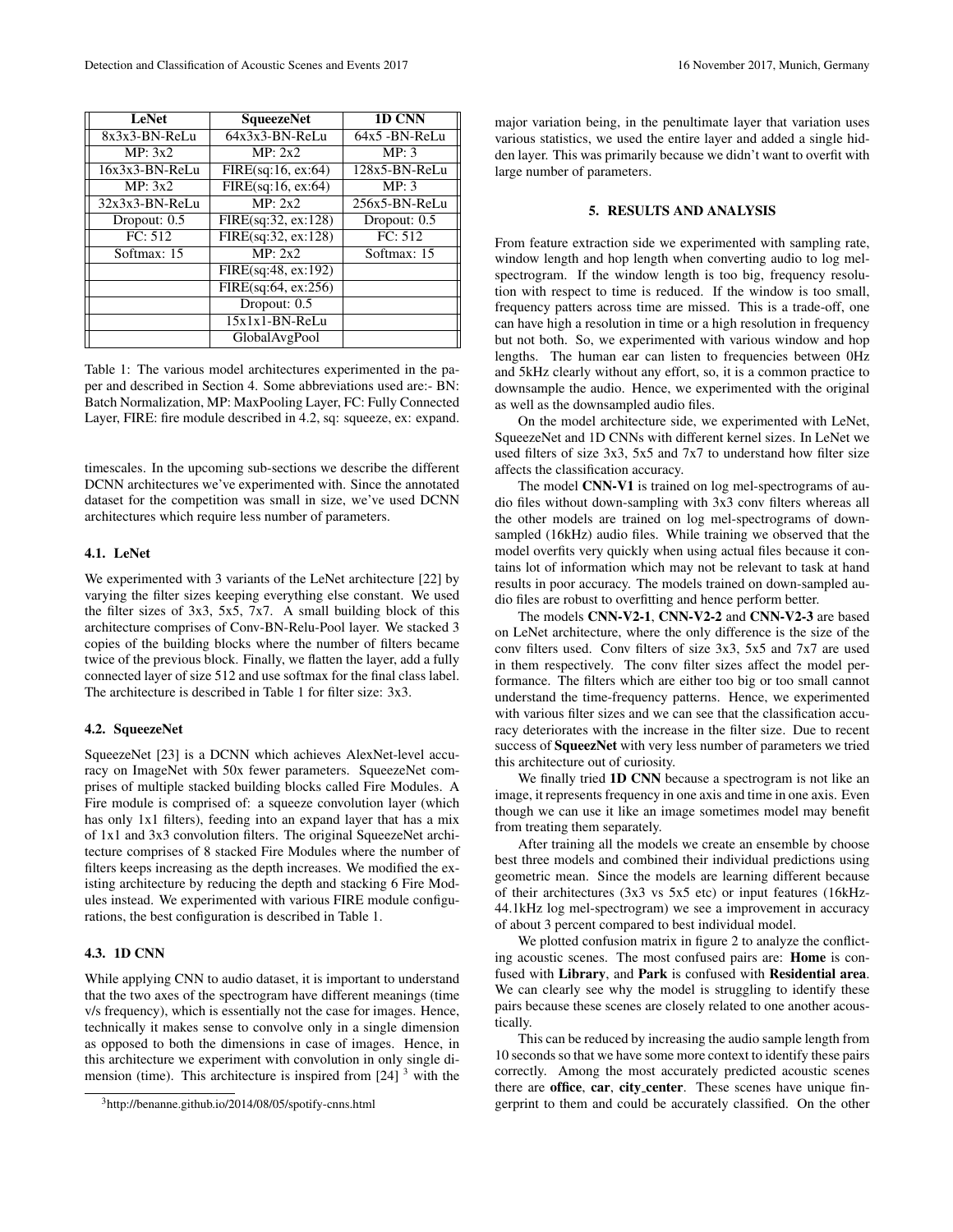| LeNet | SqueezeNet | 1D CNN |
|---|---|---|
| 8x3x3-BN-ReLu | 64x3x3-BN-ReLu | 64x5 -BN-ReLu |
| MP: 3x2 | MP: 2x2 | MP: 3 |
| 16x3x3-BN-ReLu | FIRE(sq:16, ex:64) | 128x5-BN-ReLu |
| MP: 3x2 | FIRE(sq:16, ex:64) | MP: 3 |
| 32x3x3-BN-ReLu | MP: 2x2 | 256x5-BN-ReLu |
| Dropout: 0.5 | FIRE(sq:32, ex:128) | Dropout: 0.5 |
| FC: 512 | FIRE(sq:32, ex:128) | FC: 512 |
| Softmax: 15 | MP: 2x2 | Softmax: 15 |
| | FIRE(sq:48, ex:192) | |
| | FIRE(sq:64, ex:256) | |
| | Dropout: 0.5 | |
| | 15x1x1-BN-ReLu | |
| | GlobalAvgPool | |

Table 1: The various model architectures experimented in the paper and described in Section 4. Some abbreviations used are:- BN: Batch Normalization, MP: MaxPooling Layer, FC: Fully Connected Layer, FIRE: fire module described in 4.2, sq: squeeze, ex: expand.

timescales. In the upcoming sub-sections we describe the different DCNN architectures we've experimented with. Since the annotated dataset for the competition was small in size, we've used DCNN architectures which require less number of parameters.

### 4.1. LeNet

We experimented with 3 variants of the LeNet architecture [22] by varying the filter sizes keeping everything else constant. We used the filter sizes of 3x3, 5x5, 7x7. A small building block of this architecture comprises of Conv-BN-Relu-Pool layer. We stacked 3 copies of the building blocks where the number of filters became twice of the previous block. Finally, we flatten the layer, add a fully connected layer of size 512 and use softmax for the final class label. The architecture is described in Table 1 for filter size: 3x3.

### 4.2. SqueezeNet

SqueezeNet [23] is a DCNN which achieves AlexNet-level accuracy on ImageNet with 50x fewer parameters. SqueezeNet comprises of multiple stacked building blocks called Fire Modules. A Fire module is comprised of: a squeeze convolution layer (which has only 1x1 filters), feeding into an expand layer that has a mix of 1x1 and 3x3 convolution filters. The original SqueezeNet architecture comprises of 8 stacked Fire Modules where the number of filters keeps increasing as the depth increases. We modified the existing architecture by reducing the depth and stacking 6 Fire Modules instead. We experimented with various FIRE module configurations, the best configuration is described in Table 1.

### 4.3. 1D CNN

While applying CNN to audio dataset, it is important to understand that the two axes of the spectrogram have different meanings (time v/s frequency), which is essentially not the case for images. Hence, technically it makes sense to convolve only in a single dimension as opposed to both the dimensions in case of images. Hence, in this architecture we experiment with convolution in only single dimension (time). This architecture is inspired from [24] [3] with the major variation being, in the penultimate layer that variation uses various statistics, we used the entire layer and added a single hidden layer. This was primarily because we didn't want to overfit with large number of parameters.

[3] http://benanne.github.io/2014/08/05/spotify-cnns.html

## 5. RESULTS AND ANALYSIS

From feature extraction side we experimented with sampling rate, window length and hop length when converting audio to log mel-spectrogram. If the window length is too big, frequency resolution with respect to time is reduced. If the window is too small, frequency patters across time are missed. This is a trade-off, one can have high a resolution in time or a high resolution in frequency but not both. So, we experimented with various window and hop lengths. The human ear can listen to frequencies between 0Hz and 5kHz clearly without any effort, so, it is a common practice to downsample the audio. Hence, we experimented with the original as well as the downsampled audio files.

On the model architecture side, we experimented with LeNet, SqueezeNet and 1D CNNs with different kernel sizes. In LeNet we used filters of size 3x3, 5x5 and 7x7 to understand how filter size affects the classification accuracy.

The model **CNN-V1** is trained on log mel-spectrograms of audio files without down-sampling with 3x3 conv filters whereas all the other models are trained on log mel-spectrograms of down-sampled (16kHz) audio files. While training we observed that the model overfits very quickly when using actual files because it contains lot of information which may not be relevant to task at hand results in poor accuracy. The models trained on down-sampled audio files are robust to overfitting and hence perform better.

The models **CNN-V2-1**, **CNN-V2-2** and **CNN-V2-3** are based on LeNet architecture, where the only difference is the size of the conv filters used. Conv filters of size 3x3, 5x5 and 7x7 are used in them respectively. The conv filter sizes affect the model performance. The filters which are either too big or too small cannot understand the time-frequency patterns. Hence, we experimented with various filter sizes and we can see that the classification accuracy deteriorates with the increase in the filter size. Due to recent success of **SqueezNet** with very less number of parameters we tried this architecture out of curiosity.

We finally tried **1D CNN** because a spectrogram is not like an image, it represents frequency in one axis and time in one axis. Even though we can use it like an image sometimes model may benefit from treating them separately.

After training all the models we create an ensemble by choose best three models and combined their individual predictions using geometric mean. Since the models are learning different because of their architectures (3x3 vs 5x5 etc) or input features (16kHz-44.1kHz log mel-spectrogram) we see a improvement in accuracy of about 3 percent compared to best individual model.

We plotted confusion matrix in figure 2 to analyze the conflicting acoustic scenes. The most confused pairs are: **Home** is confused with **Library**, and **Park** is confused with **Residential area**. We can clearly see why the model is struggling to identify these pairs because these scenes are closely related to one another acoustically.

This can be reduced by increasing the audio sample length from 10 seconds so that we have some more context to identify these pairs correctly. Among the most accurately predicted acoustic scenes there are **office**, **car**, **city_center**. These scenes have unique fingerprint to them and could be accurately classified. On the other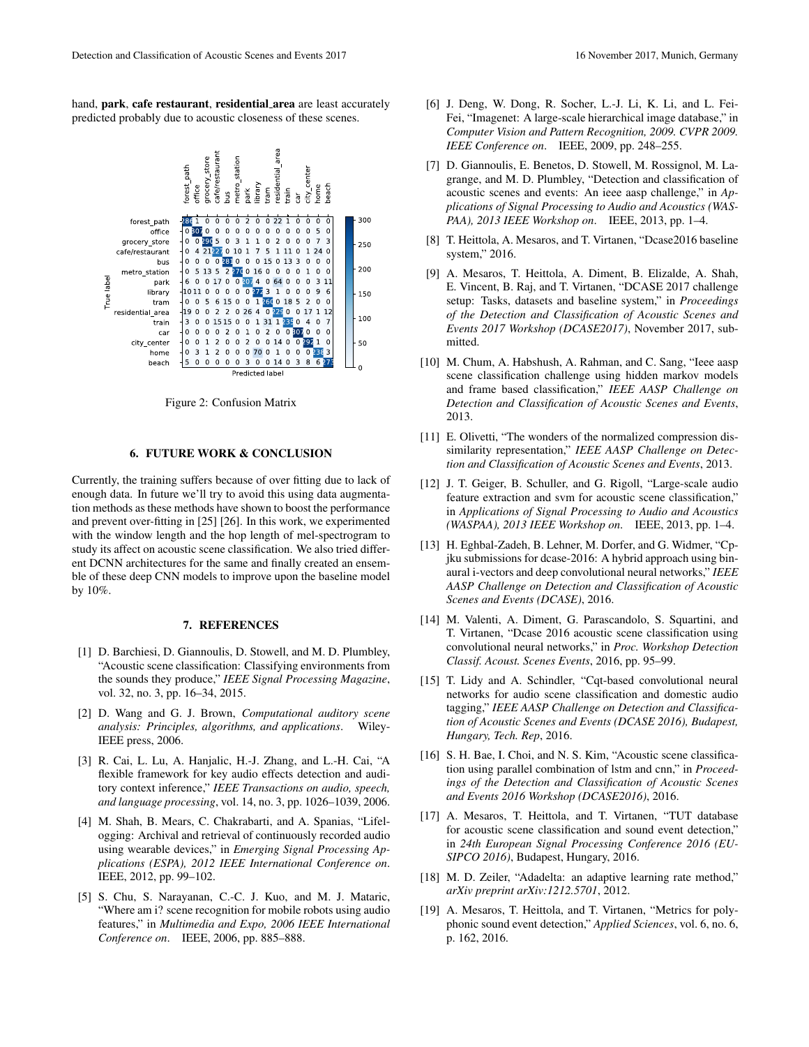hand, **park**, **cafe restaurant**, **residential_area** are least accurately predicted probably due to acoustic closeness of these scenes.

Figure 2: Confusion Matrix

## 6. FUTURE WORK & CONCLUSION

Currently, the training suffers because of over fitting due to lack of enough data. In future we'll try to avoid this using data augmentation methods as these methods have shown to boost the performance and prevent over-fitting in [25] [26]. In this work, we experimented with the window length and the hop length of mel-spectrogram to study its affect on acoustic scene classification. We also tried different DCNN architectures for the same and finally created an ensemble of these deep CNN models to improve upon the baseline model by 10%.

## 7. REFERENCES

[1] D. Barchiesi, D. Giannoulis, D. Stowell, and M. D. Plumbley, "Acoustic scene classification: Classifying environments from the sounds they produce," *IEEE Signal Processing Magazine*, vol. 32, no. 3, pp. 16–34, 2015.

[2] D. Wang and G. J. Brown, *Computational auditory scene analysis: Principles, algorithms, and applications*. Wiley-IEEE press, 2006.

[3] R. Cai, L. Lu, A. Hanjalic, H.-J. Zhang, and L.-H. Cai, "A flexible framework for key audio effects detection and auditory context inference," *IEEE Transactions on audio, speech, and language processing*, vol. 14, no. 3, pp. 1026–1039, 2006.

[4] M. Shah, B. Mears, C. Chakrabarti, and A. Spanias, "Lifelogging: Archival and retrieval of continuously recorded audio using wearable devices," in *Emerging Signal Processing Applications (ESPA), 2012 IEEE International Conference on*. IEEE, 2012, pp. 99–102.

[5] S. Chu, S. Narayanan, C.-C. J. Kuo, and M. J. Mataric, "Where am i? scene recognition for mobile robots using audio features," in *Multimedia and Expo, 2006 IEEE International Conference on*. IEEE, 2006, pp. 885–888.

[6] J. Deng, W. Dong, R. Socher, L.-J. Li, K. Li, and L. Fei-Fei, "Imagenet: A large-scale hierarchical image database," in *Computer Vision and Pattern Recognition, 2009. CVPR 2009. IEEE Conference on*. IEEE, 2009, pp. 248–255.

[7] D. Giannoulis, E. Benetos, D. Stowell, M. Rossignol, M. Lagrange, and M. D. Plumbley, "Detection and classification of acoustic scenes and events: An ieee aasp challenge," in *Applications of Signal Processing to Audio and Acoustics (WASPAA), 2013 IEEE Workshop on*. IEEE, 2013, pp. 1–4.

[8] T. Heittola, A. Mesaros, and T. Virtanen, "Dcase2016 baseline system," 2016.

[9] A. Mesaros, T. Heittola, A. Diment, B. Elizalde, A. Shah, E. Vincent, B. Raj, and T. Virtanen, "DCASE 2017 challenge setup: Tasks, datasets and baseline system," in *Proceedings of the Detection and Classification of Acoustic Scenes and Events 2017 Workshop (DCASE2017)*, November 2017, submitted.

[10] M. Chum, A. Habshush, A. Rahman, and C. Sang, "Ieee aasp scene classification challenge using hidden markov models and frame based classification," *IEEE AASP Challenge on Detection and Classification of Acoustic Scenes and Events*, 2013.

[11] E. Olivetti, "The wonders of the normalized compression dissimilarity representation," *IEEE AASP Challenge on Detection and Classification of Acoustic Scenes and Events*, 2013.

[12] J. T. Geiger, B. Schuller, and G. Rigoll, "Large-scale audio feature extraction and svm for acoustic scene classification," in *Applications of Signal Processing to Audio and Acoustics (WASPAA), 2013 IEEE Workshop on*. IEEE, 2013, pp. 1–4.

[13] H. Eghbal-Zadeh, B. Lehner, M. Dorfer, and G. Widmer, "Cp-jku submissions for dcase-2016: A hybrid approach using binaural i-vectors and deep convolutional neural networks," *IEEE AASP Challenge on Detection and Classification of Acoustic Scenes and Events (DCASE)*, 2016.

[14] M. Valenti, A. Diment, G. Parascandolo, S. Squartini, and T. Virtanen, "Dcase 2016 acoustic scene classification using convolutional neural networks," in *Proc. Workshop Detection Classif. Acoust. Scenes Events*, 2016, pp. 95–99.

[15] T. Lidy and A. Schindler, "Cqt-based convolutional neural networks for audio scene classification and domestic audio tagging," *IEEE AASP Challenge on Detection and Classification of Acoustic Scenes and Events (DCASE 2016), Budapest, Hungary, Tech. Rep*, 2016.

[16] S. H. Bae, I. Choi, and N. S. Kim, "Acoustic scene classification using parallel combination of lstm and cnn," in *Proceedings of the Detection and Classification of Acoustic Scenes and Events 2016 Workshop (DCASE2016)*, 2016.

[17] A. Mesaros, T. Heittola, and T. Virtanen, "TUT database for acoustic scene classification and sound event detection," in *24th European Signal Processing Conference 2016 (EUSIPCO 2016)*, Budapest, Hungary, 2016.

[18] M. D. Zeiler, "Adadelta: an adaptive learning rate method," *arXiv preprint arXiv:1212.5701*, 2012.

[19] A. Mesaros, T. Heittola, and T. Virtanen, "Metrics for polyphonic sound event detection," *Applied Sciences*, vol. 6, no. 6, p. 162, 2016.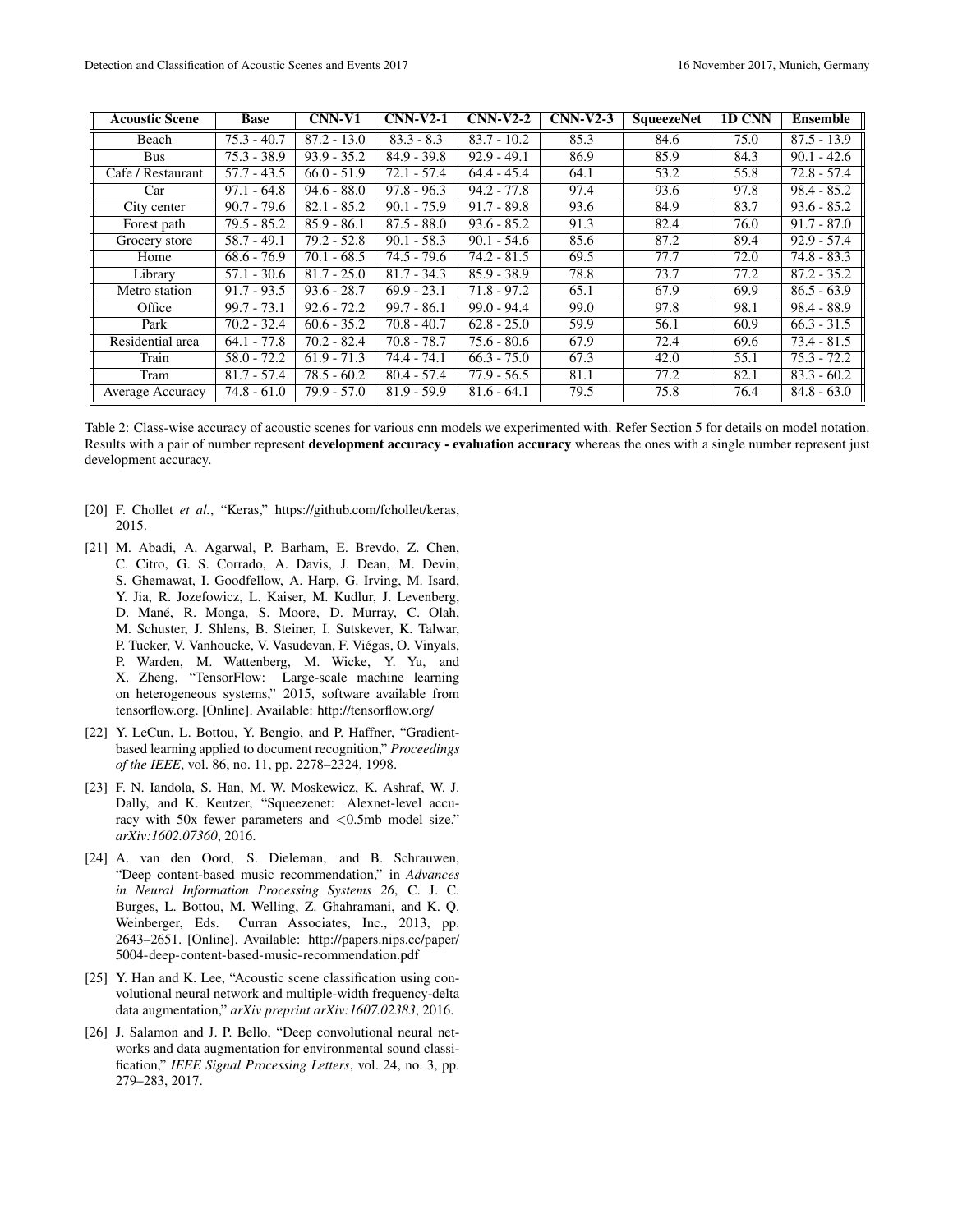| Acoustic Scene | Base | CNN-V1 | CNN-V2-1 | CNN-V2-2 | CNN-V2-3 | SqueezeNet | 1D CNN | Ensemble |
|---|---|---|---|---|---|---|---|---|
| Beach | 75.3 - 40.7 | 87.2 - 13.0 | 83.3 - 8.3 | 83.7 - 10.2 | 85.3 | 84.6 | 75.0 | 87.5 - 13.9 |
| Bus | 75.3 - 38.9 | 93.9 - 35.2 | 84.9 - 39.8 | 92.9 - 49.1 | 86.9 | 85.9 | 84.3 | 90.1 - 42.6 |
| Cafe / Restaurant | 57.7 - 43.5 | 66.0 - 51.9 | 72.1 - 57.4 | 64.4 - 45.4 | 64.1 | 53.2 | 55.8 | 72.8 - 57.4 |
| Car | 97.1 - 64.8 | 94.6 - 88.0 | 97.8 - 96.3 | 94.2 - 77.8 | 97.4 | 93.6 | 97.8 | 98.4 - 85.2 |
| City center | 90.7 - 79.6 | 82.1 - 85.2 | 90.1 - 75.9 | 91.7 - 89.8 | 93.6 | 84.9 | 83.7 | 93.6 - 85.2 |
| Forest path | 79.5 - 85.2 | 85.9 - 86.1 | 87.5 - 88.0 | 93.6 - 85.2 | 91.3 | 82.4 | 76.0 | 91.7 - 87.0 |
| Grocery store | 58.7 - 49.1 | 79.2 - 52.8 | 90.1 - 58.3 | 90.1 - 54.6 | 85.6 | 87.2 | 89.4 | 92.9 - 57.4 |
| Home | 68.6 - 76.9 | 70.1 - 68.5 | 74.5 - 79.6 | 74.2 - 81.5 | 69.5 | 77.7 | 72.0 | 74.8 - 83.3 |
| Library | 57.1 - 30.6 | 81.7 - 25.0 | 81.7 - 34.3 | 85.9 - 38.9 | 78.8 | 73.7 | 77.2 | 87.2 - 35.2 |
| Metro station | 91.7 - 93.5 | 93.6 - 28.7 | 69.9 - 23.1 | 71.8 - 97.2 | 65.1 | 67.9 | 69.9 | 86.5 - 63.9 |
| Office | 99.7 - 73.1 | 92.6 - 72.2 | 99.7 - 86.1 | 99.0 - 94.4 | 99.0 | 97.8 | 98.1 | 98.4 - 88.9 |
| Park | 70.2 - 32.4 | 60.6 - 35.2 | 70.8 - 40.7 | 62.8 - 25.0 | 59.9 | 56.1 | 60.9 | 66.3 - 31.5 |
| Residential area | 64.1 - 77.8 | 70.2 - 82.4 | 70.8 - 78.7 | 75.6 - 80.6 | 67.9 | 72.4 | 69.6 | 73.4 - 81.5 |
| Train | 58.0 - 72.2 | 61.9 - 71.3 | 74.4 - 74.1 | 66.3 - 75.0 | 67.3 | 42.0 | 55.1 | 75.3 - 72.2 |
| Tram | 81.7 - 57.4 | 78.5 - 60.2 | 80.4 - 57.4 | 77.9 - 56.5 | 81.1 | 77.2 | 82.1 | 83.3 - 60.2 |
| Average Accuracy | 74.8 - 61.0 | 79.9 - 57.0 | 81.9 - 59.9 | 81.6 - 64.1 | 79.5 | 75.8 | 76.4 | 84.8 - 63.0 |

Table 2: Class-wise accuracy of acoustic scenes for various cnn models we experimented with. Refer Section 5 for details on model notation. Results with a pair of number represent **development accuracy - evaluation accuracy** whereas the ones with a single number represent just development accuracy.

[20] F. Chollet *et al.*, "Keras," https://github.com/fchollet/keras, 2015.

[21] M. Abadi, A. Agarwal, P. Barham, E. Brevdo, Z. Chen, C. Citro, G. S. Corrado, A. Davis, J. Dean, M. Devin, S. Ghemawat, I. Goodfellow, A. Harp, G. Irving, M. Isard, Y. Jia, R. Jozefowicz, L. Kaiser, M. Kudlur, J. Levenberg, D. Mané, R. Monga, S. Moore, D. Murray, C. Olah, M. Schuster, J. Shlens, B. Steiner, I. Sutskever, K. Talwar, P. Tucker, V. Vanhoucke, V. Vasudevan, F. Viégas, O. Vinyals, P. Warden, M. Wattenberg, M. Wicke, Y. Yu, and X. Zheng, "TensorFlow: Large-scale machine learning on heterogeneous systems," 2015, software available from tensorflow.org. [Online]. Available: http://tensorflow.org/

[22] Y. LeCun, L. Bottou, Y. Bengio, and P. Haffner, "Gradient-based learning applied to document recognition," *Proceedings of the IEEE*, vol. 86, no. 11, pp. 2278–2324, 1998.

[23] F. N. Iandola, S. Han, M. W. Moskewicz, K. Ashraf, W. J. Dally, and K. Keutzer, "Squeezenet: Alexnet-level accuracy with 50x fewer parameters and <0.5mb model size," *arXiv:1602.07360*, 2016.

[24] A. van den Oord, S. Dieleman, and B. Schrauwen, "Deep content-based music recommendation," in *Advances in Neural Information Processing Systems 26*, C. J. C. Burges, L. Bottou, M. Welling, Z. Ghahramani, and K. Q. Weinberger, Eds. Curran Associates, Inc., 2013, pp. 2643–2651. [Online]. Available: http://papers.nips.cc/paper/5004-deep-content-based-music-recommendation.pdf

[25] Y. Han and K. Lee, "Acoustic scene classification using convolutional neural network and multiple-width frequency-delta data augmentation," *arXiv preprint arXiv:1607.02383*, 2016.

[26] J. Salamon and J. P. Bello, "Deep convolutional neural networks and data augmentation for environmental sound classification," *IEEE Signal Processing Letters*, vol. 24, no. 3, pp. 279–283, 2017.